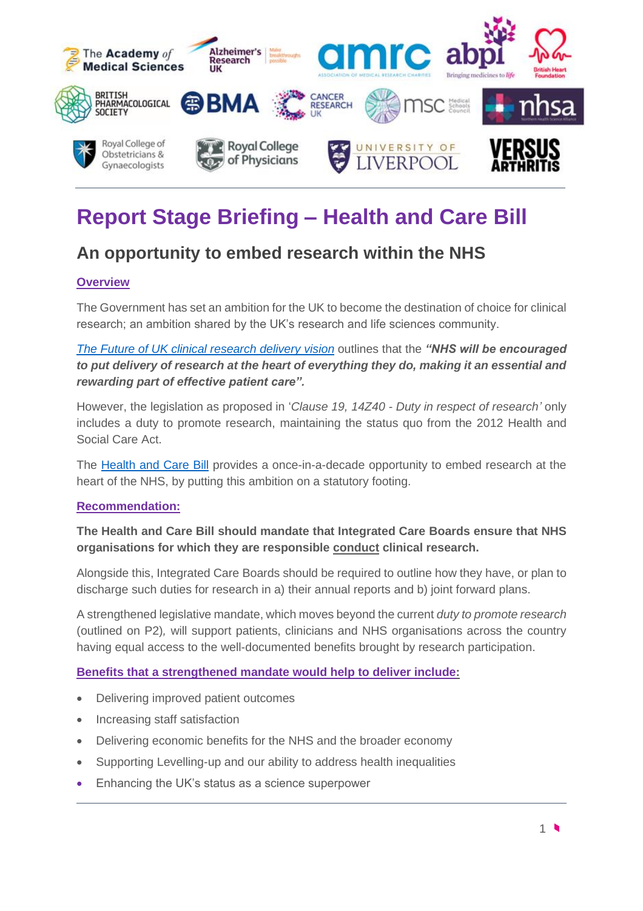# Report Stage Briefing – Health and Care Bill

## An opportunity to embed research within the NHS

**Overview**

The Government has set an ambition for the UK to become the destination of choice for clinical research; an ambition shared by the UK's research and life sciences community.

*The Future of UK clinical research delivery vision* outlines that the ***"NHS will be encouraged to put delivery of research at the heart of everything they do, making it an essential and rewarding part of effective patient care".***

However, the legislation as proposed in '*Clause 19, 14Z40 - Duty in respect of research*' only includes a duty to promote research, maintaining the status quo from the 2012 Health and Social Care Act.

The Health and Care Bill provides a once-in-a-decade opportunity to embed research at the heart of the NHS, by putting this ambition on a statutory footing.

**Recommendation:**

**The Health and Care Bill should mandate that Integrated Care Boards ensure that NHS organisations for which they are responsible conduct clinical research.**

Alongside this, Integrated Care Boards should be required to outline how they have, or plan to discharge such duties for research in a) their annual reports and b) joint forward plans.

A strengthened legislative mandate, which moves beyond the current *duty to promote research* (outlined on P2), will support patients, clinicians and NHS organisations across the country having equal access to the well-documented benefits brought by research participation.

**Benefits that a strengthened mandate would help to deliver include:**

- Delivering improved patient outcomes
- Increasing staff satisfaction
- Delivering economic benefits for the NHS and the broader economy
- Supporting Levelling-up and our ability to address health inequalities
- Enhancing the UK's status as a science superpower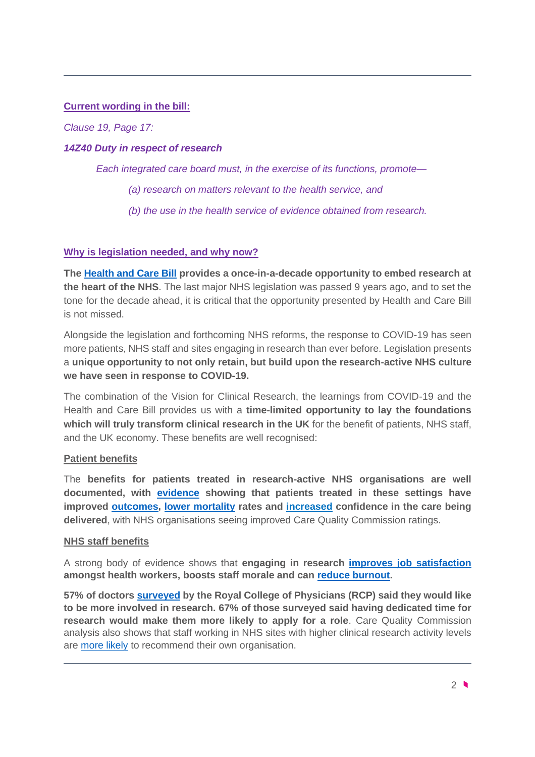## Current wording in the bill:

*Clause 19, Page 17:*

***14Z40 Duty in respect of research***

*Each integrated care board must, in the exercise of its functions, promote—*

*(a) research on matters relevant to the health service, and*

*(b) the use in the health service of evidence obtained from research.*

## Why is legislation needed, and why now?

**The Health and Care Bill provides a once-in-a-decade opportunity to embed research at the heart of the NHS**. The last major NHS legislation was passed 9 years ago, and to set the tone for the decade ahead, it is critical that the opportunity presented by Health and Care Bill is not missed.

Alongside the legislation and forthcoming NHS reforms, the response to COVID-19 has seen more patients, NHS staff and sites engaging in research than ever before. Legislation presents a **unique opportunity to not only retain, but build upon the research-active NHS culture we have seen in response to COVID-19.**

The combination of the Vision for Clinical Research, the learnings from COVID-19 and the Health and Care Bill provides us with a **time-limited opportunity to lay the foundations which will truly transform clinical research in the UK** for the benefit of patients, NHS staff, and the UK economy. These benefits are well recognised:

### Patient benefits

The **benefits for patients treated in research-active NHS organisations are well documented, with evidence showing that patients treated in these settings have improved outcomes, lower mortality rates and increased confidence in the care being delivered**, with NHS organisations seeing improved Care Quality Commission ratings.

### NHS staff benefits

A strong body of evidence shows that **engaging in research improves job satisfaction amongst health workers, boosts staff morale and can reduce burnout.**

**57% of doctors surveyed by the Royal College of Physicians (RCP) said they would like to be more involved in research. 67% of those surveyed said having dedicated time for research would make them more likely to apply for a role**. Care Quality Commission analysis also shows that staff working in NHS sites with higher clinical research activity levels are more likely to recommend their own organisation.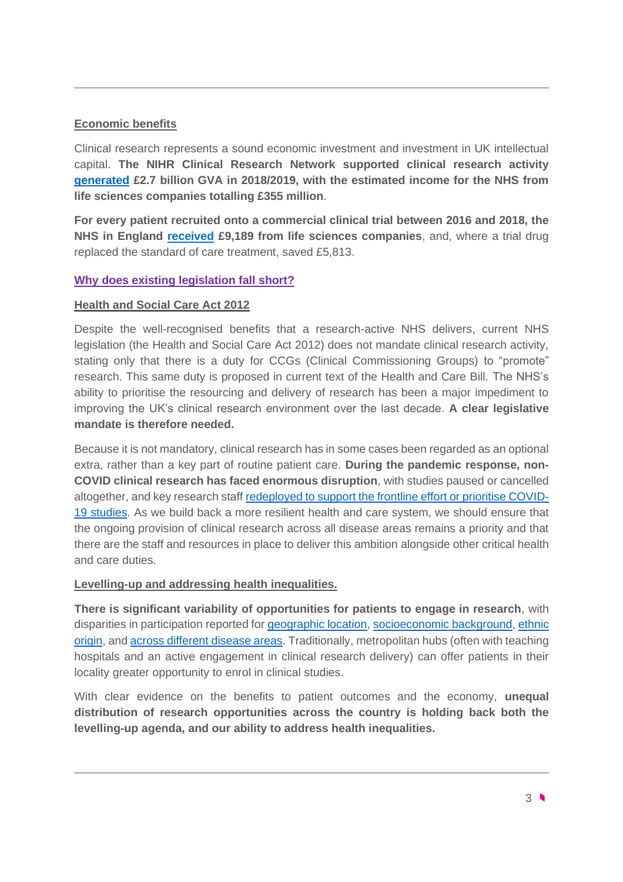**Economic benefits**

Clinical research represents a sound economic investment and investment in UK intellectual capital. **The NIHR Clinical Research Network supported clinical research activity generated £2.7 billion GVA in 2018/2019, with the estimated income for the NHS from life sciences companies totalling £355 million**.

**For every patient recruited onto a commercial clinical trial between 2016 and 2018, the NHS in England received £9,189 from life sciences companies**, and, where a trial drug replaced the standard of care treatment, saved £5,813.

## Why does existing legislation fall short?

**Health and Social Care Act 2012**

Despite the well-recognised benefits that a research-active NHS delivers, current NHS legislation (the Health and Social Care Act 2012) does not mandate clinical research activity, stating only that there is a duty for CCGs (Clinical Commissioning Groups) to "promote" research. This same duty is proposed in current text of the Health and Care Bill. The NHS's ability to prioritise the resourcing and delivery of research has been a major impediment to improving the UK's clinical research environment over the last decade. **A clear legislative mandate is therefore needed.**

Because it is not mandatory, clinical research has in some cases been regarded as an optional extra, rather than a key part of routine patient care. **During the pandemic response, non-COVID clinical research has faced enormous disruption**, with studies paused or cancelled altogether, and key research staff redeployed to support the frontline effort or prioritise COVID-19 studies. As we build back a more resilient health and care system, we should ensure that the ongoing provision of clinical research across all disease areas remains a priority and that there are the staff and resources in place to deliver this ambition alongside other critical health and care duties.

**Levelling-up and addressing health inequalities.**

**There is significant variability of opportunities for patients to engage in research**, with disparities in participation reported for geographic location, socioeconomic background, ethnic origin, and across different disease areas. Traditionally, metropolitan hubs (often with teaching hospitals and an active engagement in clinical research delivery) can offer patients in their locality greater opportunity to enrol in clinical studies.

With clear evidence on the benefits to patient outcomes and the economy, **unequal distribution of research opportunities across the country is holding back both the levelling-up agenda, and our ability to address health inequalities.**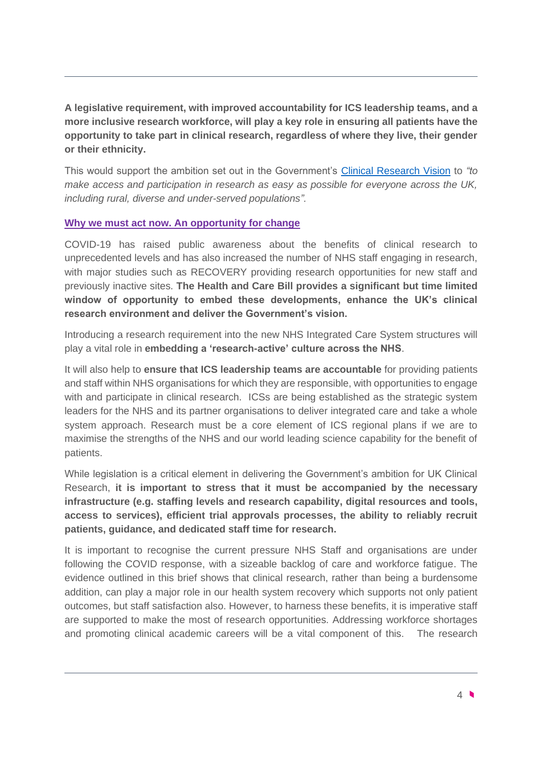**A legislative requirement, with improved accountability for ICS leadership teams, and a more inclusive research workforce, will play a key role in ensuring all patients have the opportunity to take part in clinical research, regardless of where they live, their gender or their ethnicity.**

This would support the ambition set out in the Government's [Clinical Research Vision](#) to *"to make access and participation in research as easy as possible for everyone across the UK, including rural, diverse and under-served populations".*

## Why we must act now. An opportunity for change

COVID-19 has raised public awareness about the benefits of clinical research to unprecedented levels and has also increased the number of NHS staff engaging in research, with major studies such as RECOVERY providing research opportunities for new staff and previously inactive sites. **The Health and Care Bill provides a significant but time limited window of opportunity to embed these developments, enhance the UK's clinical research environment and deliver the Government's vision.**

Introducing a research requirement into the new NHS Integrated Care System structures will play a vital role in **embedding a 'research-active' culture across the NHS**.

It will also help to **ensure that ICS leadership teams are accountable** for providing patients and staff within NHS organisations for which they are responsible, with opportunities to engage with and participate in clinical research. ICSs are being established as the strategic system leaders for the NHS and its partner organisations to deliver integrated care and take a whole system approach. Research must be a core element of ICS regional plans if we are to maximise the strengths of the NHS and our world leading science capability for the benefit of patients.

While legislation is a critical element in delivering the Government's ambition for UK Clinical Research, **it is important to stress that it must be accompanied by the necessary infrastructure (e.g. staffing levels and research capability, digital resources and tools, access to services), efficient trial approvals processes, the ability to reliably recruit patients, guidance, and dedicated staff time for research.**

It is important to recognise the current pressure NHS Staff and organisations are under following the COVID response, with a sizeable backlog of care and workforce fatigue. The evidence outlined in this brief shows that clinical research, rather than being a burdensome addition, can play a major role in our health system recovery which supports not only patient outcomes, but staff satisfaction also. However, to harness these benefits, it is imperative staff are supported to make the most of research opportunities. Addressing workforce shortages and promoting clinical academic careers will be a vital component of this. The research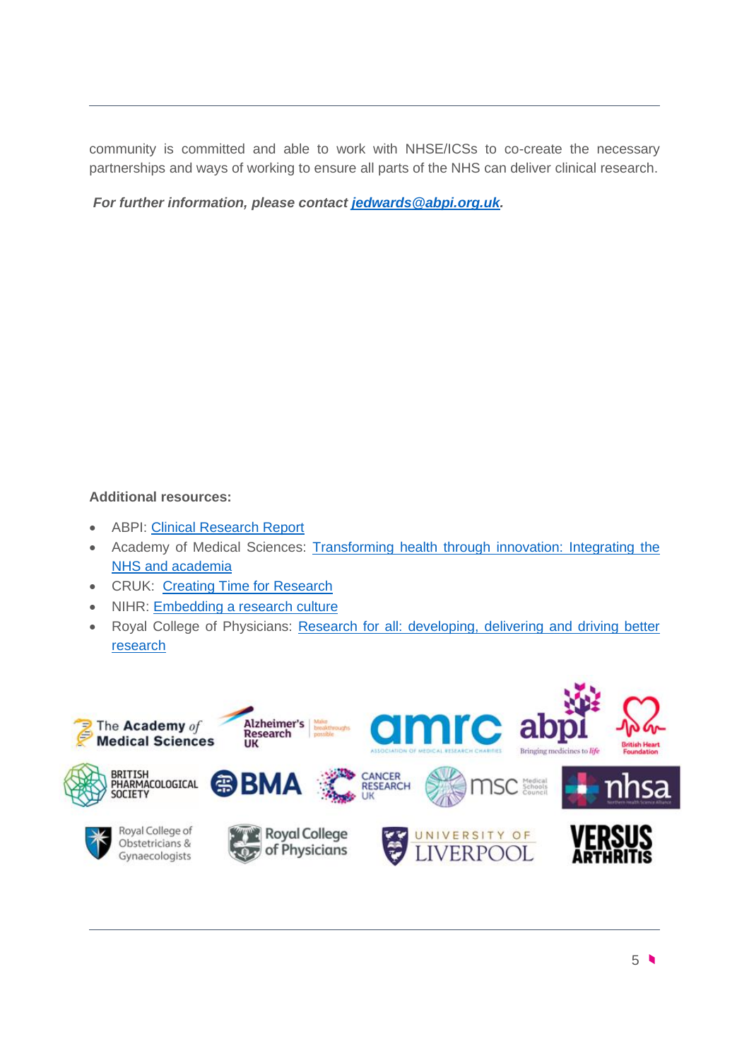community is committed and able to work with NHSE/ICSs to co-create the necessary partnerships and ways of working to ensure all parts of the NHS can deliver clinical research.

***For further information, please contact jedwards@abpi.org.uk.***

**Additional resources:**

- ABPI: Clinical Research Report
- Academy of Medical Sciences: Transforming health through innovation: Integrating the NHS and academia
- CRUK: Creating Time for Research
- NIHR: Embedding a research culture
- Royal College of Physicians: Research for all: developing, delivering and driving better research